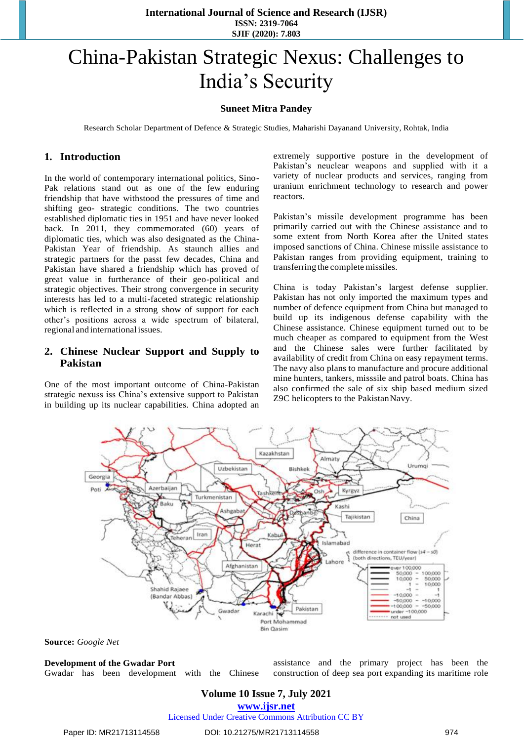# China-Pakistan Strategic Nexus: Challenges to India's Security

**Suneet Mitra Pandey**

Research Scholar Department of Defence & Strategic Studies, Maharishi Dayanand University, Rohtak, India

## 1. Introduction

In the world of contemporary international politics, Sino-Pak relations stand out as one of the few enduring friendship that have withstood the pressures of time and shifting geo- strategic conditions. The two countries established diplomatic ties in 1951 and have never looked back. In 2011, they commemorated (60) years of diplomatic ties, which was also designated as the China-Pakistan Year of friendship. As staunch allies and strategic partners for the passt few decades, China and Pakistan have shared a friendship which has proved of great value in furtherance of their geo-political and strategic objectives. Their strong convergence in security interests has led to a multi-faceted strategic relationship which is reflected in a strong show of support for each other's positions across a wide spectrum of bilateral, regional and international issues.

## 2. Chinese Nuclear Support and Supply to Pakistan

One of the most important outcome of China-Pakistan strategic nexuss iss China's extensive support to Pakistan in building up its nuclear capabilities. China adopted an extremely supportive posture in the development of Pakistan's neuclear weapons and supplied with it a variety of nuclear products and services, ranging from uranium enrichment technology to research and power reactors.

Pakistan's missile development programme has been primarily carried out with the Chinese assistance and to some extent from North Korea after the United states imposed sanctions of China. Chinese missile assistance to Pakistan ranges from providing equipment, training to transferring the complete missiles.

China is today Pakistan's largest defense supplier. Pakistan has not only imported the maximum types and number of defence equipment from China but managed to build up its indigenous defense capability with the Chinese assistance. Chinese equipment turned out to be much cheaper as compared to equipment from the West and the Chinese sales were further facilitated by availability of credit from China on easy repayment terms. The navy also plans to manufacture and procure additional mine hunters, tankers, misssile and patrol boats. China has also confirmed the sale of six ship based medium sized Z9C helicopters to the Pakistan Navy.

**Source:** *Google Net*

**Development of the Gwadar Port**

Gwadar has been development with the Chinese assistance and the primary project has been the construction of deep sea port expanding its maritime role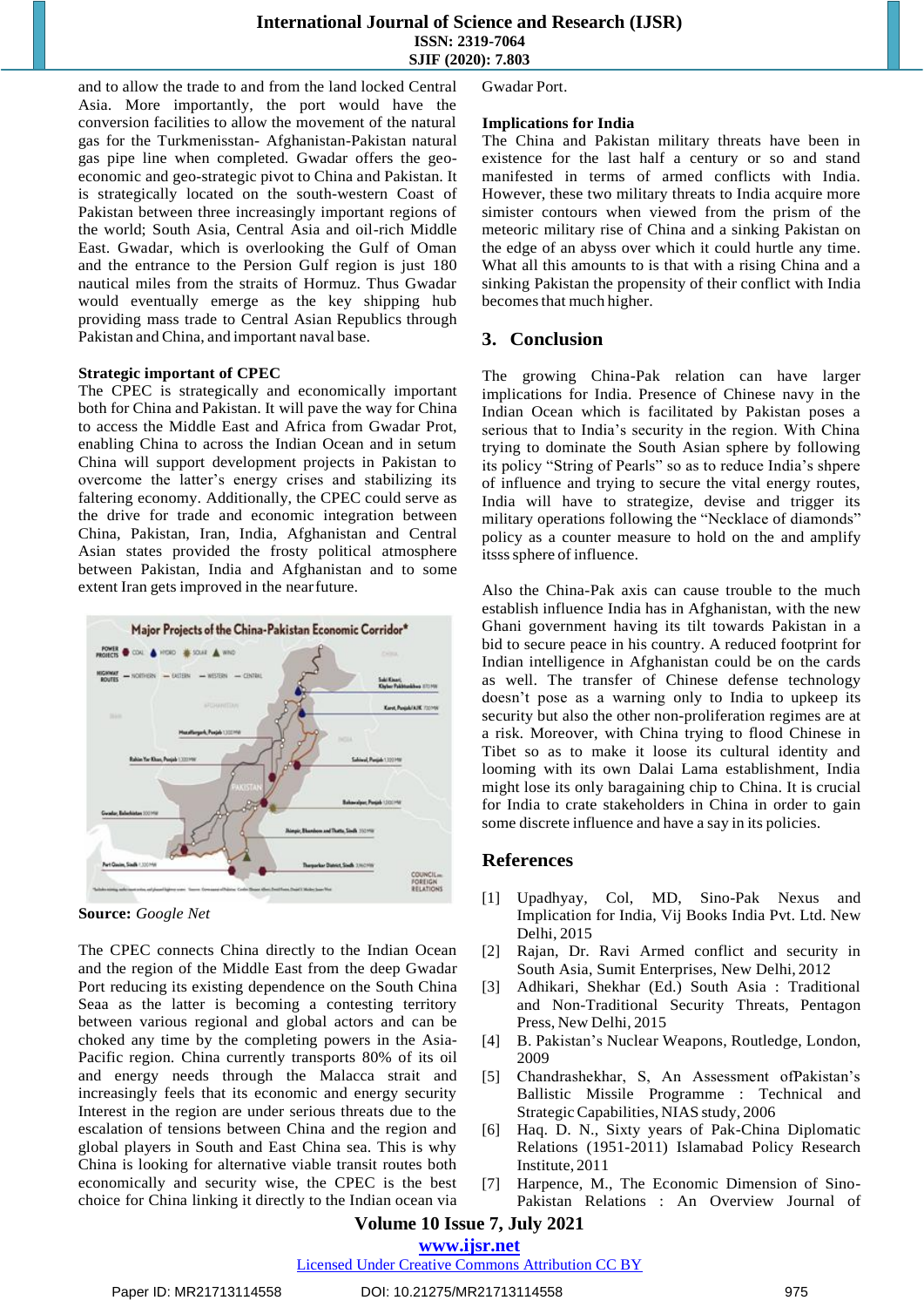and to allow the trade to and from the land locked Central Asia. More importantly, the port would have the conversion facilities to allow the movement of the natural gas for the Turkmenisstan- Afghanistan-Pakistan natural gas pipe line when completed. Gwadar offers the geo-economic and geo-strategic pivot to China and Pakistan. It is strategically located on the south-western Coast of Pakistan between three increasingly important regions of the world; South Asia, Central Asia and oil-rich Middle East. Gwadar, which is overlooking the Gulf of Oman and the entrance to the Persion Gulf region is just 180 nautical miles from the straits of Hormuz. Thus Gwadar would eventually emerge as the key shipping hub providing mass trade to Central Asian Republics through Pakistan and China, and important naval base.

**Strategic important of CPEC**

The CPEC is strategically and economically important both for China and Pakistan. It will pave the way for China to access the Middle East and Africa from Gwadar Prot, enabling China to across the Indian Ocean and in setum China will support development projects in Pakistan to overcome the latter's energy crises and stabilizing its faltering economy. Additionally, the CPEC could serve as the drive for trade and economic integration between China, Pakistan, Iran, India, Afghanistan and Central Asian states provided the frosty political atmosphere between Pakistan, India and Afghanistan and to some extent Iran gets improved in the near future.

**Source:** *Google Net*

The CPEC connects China directly to the Indian Ocean and the region of the Middle East from the deep Gwadar Port reducing its existing dependence on the South China Seaa as the latter is becoming a contesting territory between various regional and global actors and can be choked any time by the completing powers in the Asia-Pacific region. China currently transports 80% of its oil and energy needs through the Malacca strait and increasingly feels that its economic and energy security Interest in the region are under serious threats due to the escalation of tensions between China and the region and global players in South and East China sea. This is why China is looking for alternative viable transit routes both economically and security wise, the CPEC is the best choice for China linking it directly to the Indian ocean via Gwadar Port.

**Implications for India**

The China and Pakistan military threats have been in existence for the last half a century or so and stand manifested in terms of armed conflicts with India. However, these two military threats to India acquire more simister contours when viewed from the prism of the meteoric military rise of China and a sinking Pakistan on the edge of an abyss over which it could hurtle any time. What all this amounts to is that with a rising China and a sinking Pakistan the propensity of their conflict with India becomes that much higher.

## 3. Conclusion

The growing China-Pak relation can have larger implications for India. Presence of Chinese navy in the Indian Ocean which is facilitated by Pakistan poses a serious that to India's security in the region. With China trying to dominate the South Asian sphere by following its policy "String of Pearls" so as to reduce India's shpere of influence and trying to secure the vital energy routes, India will have to strategize, devise and trigger its military operations following the "Necklace of diamonds" policy as a counter measure to hold on the and amplify itsss sphere of influence.

Also the China-Pak axis can cause trouble to the much establish influence India has in Afghanistan, with the new Ghani government having its tilt towards Pakistan in a bid to secure peace in his country. A reduced footprint for Indian intelligence in Afghanistan could be on the cards as well. The transfer of Chinese defense technology doesn't pose as a warning only to India to upkeep its security but also the other non-proliferation regimes are at a risk. Moreover, with China trying to flood Chinese in Tibet so as to make it loose its cultural identity and looming with its own Dalai Lama establishment, India might lose its only baragaining chip to China. It is crucial for India to crate stakeholders in China in order to gain some discrete influence and have a say in its policies.

## References

[1] Upadhyay, Col, MD, Sino-Pak Nexus and Implication for India, Vij Books India Pvt. Ltd. New Delhi, 2015

[2] Rajan, Dr. Ravi Armed conflict and security in South Asia, Sumit Enterprises, New Delhi, 2012

[3] Adhikari, Shekhar (Ed.) South Asia : Traditional and Non-Traditional Security Threats, Pentagon Press, New Delhi, 2015

[4] B. Pakistan's Nuclear Weapons, Routledge, London, 2009

[5] Chandrashekhar, S, An Assessment ofPakistan's Ballistic Missile Programme : Technical and Strategic Capabilities, NIAS study, 2006

[6] Haq. D. N., Sixty years of Pak-China Diplomatic Relations (1951-2011) Islamabad Policy Research Institute, 2011

[7] Harpence, M., The Economic Dimension of Sino-Pakistan Relations : An Overview Journal of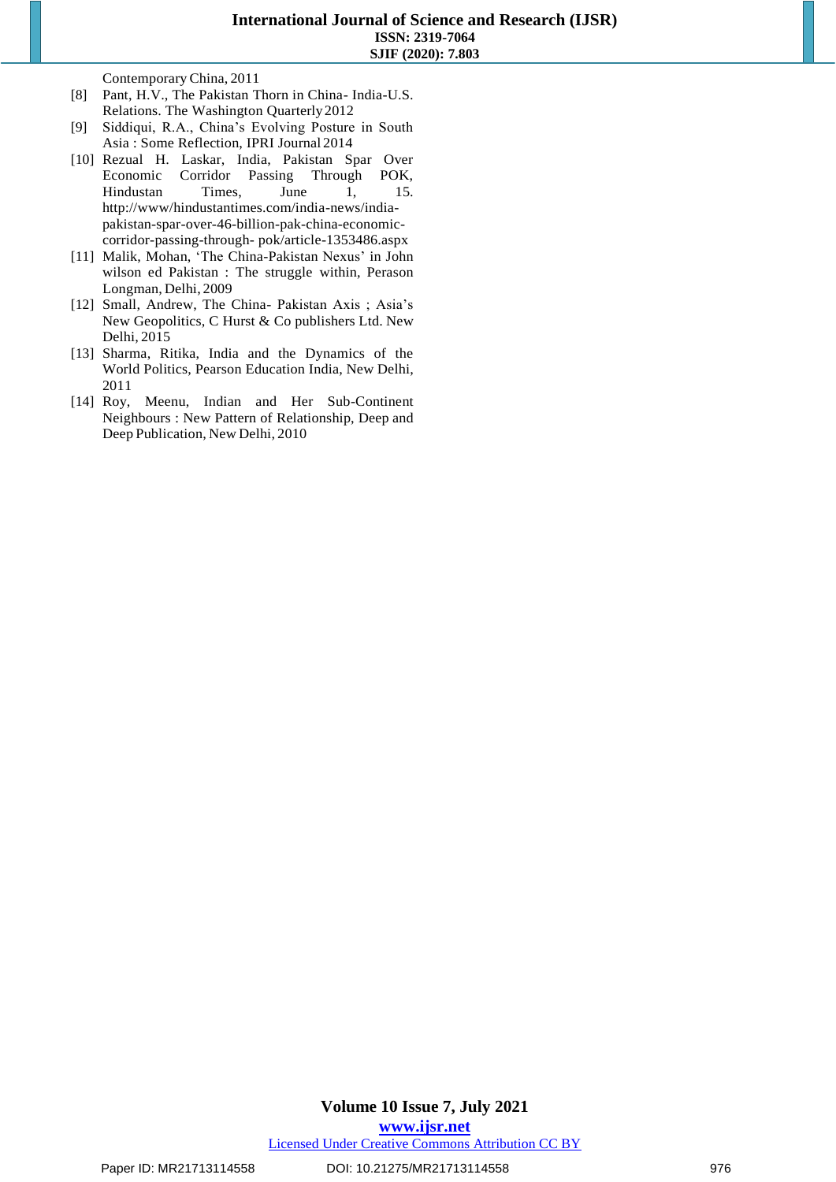Contemporary China, 2011

[8] Pant, H.V., The Pakistan Thorn in China- India-U.S. Relations. The Washington Quarterly 2012

[9] Siddiqui, R.A., China's Evolving Posture in South Asia : Some Reflection, IPRI Journal 2014

[10] Rezual H. Laskar, India, Pakistan Spar Over Economic Corridor Passing Through POK, Hindustan Times, June 1, 15. http://www/hindustantimes.com/india-news/india-pakistan-spar-over-46-billion-pak-china-economic-corridor-passing-through- pok/article-1353486.aspx

[11] Malik, Mohan, 'The China-Pakistan Nexus' in John wilson ed Pakistan : The struggle within, Perason Longman, Delhi, 2009

[12] Small, Andrew, The China- Pakistan Axis ; Asia's New Geopolitics, C Hurst & Co publishers Ltd. New Delhi, 2015

[13] Sharma, Ritika, India and the Dynamics of the World Politics, Pearson Education India, New Delhi, 2011

[14] Roy, Meenu, Indian and Her Sub-Continent Neighbours : New Pattern of Relationship, Deep and Deep Publication, New Delhi, 2010